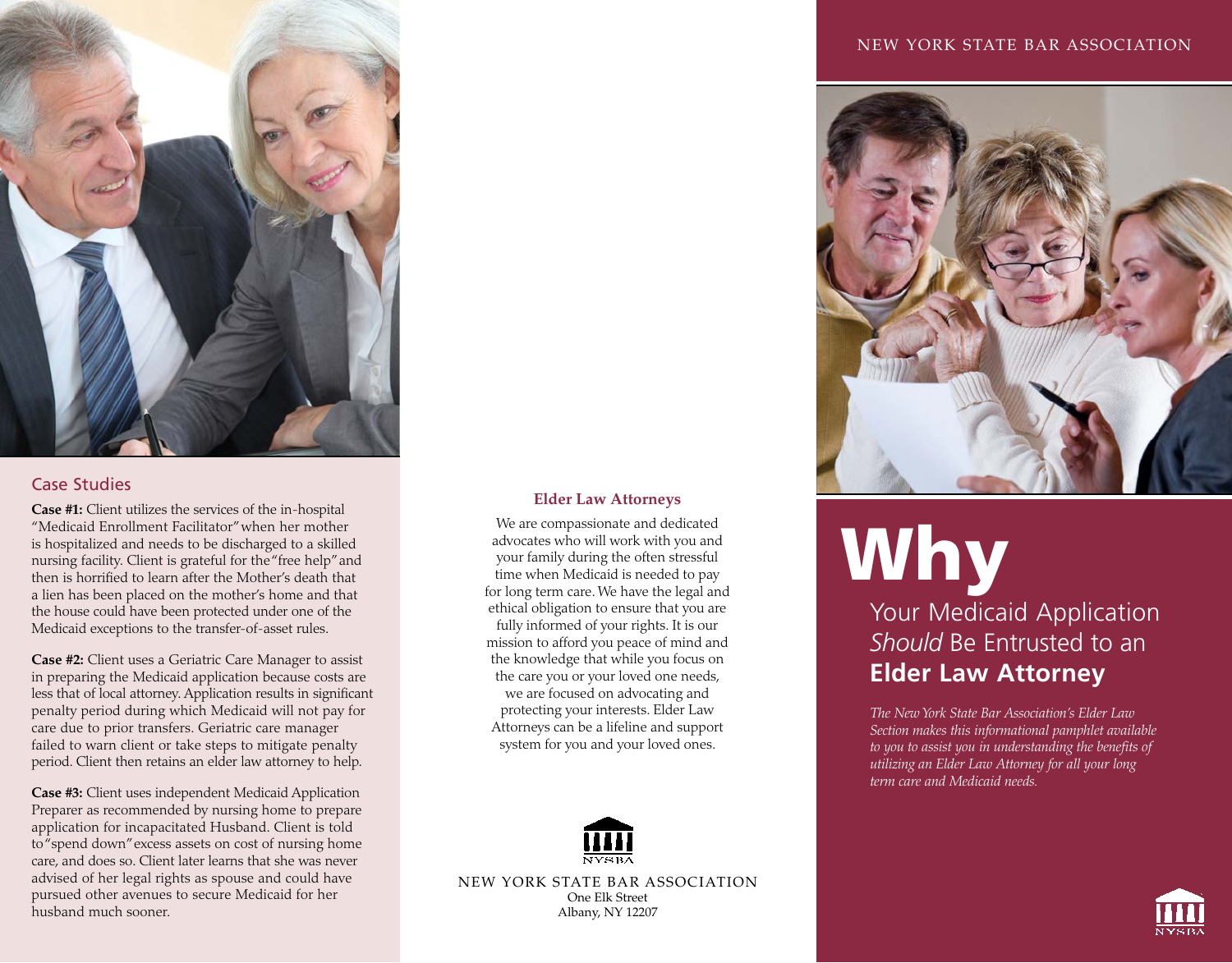## Case Studies

**Case #1:** Client utilizes the services of the in-hospital "Medicaid Enrollment Facilitator" when her mother is hospitalized and needs to be discharged to a skilled nursing facility. Client is grateful for the "free help" and then is horrified to learn after the Mother's death that a lien has been placed on the mother's home and that the house could have been protected under one of the Medicaid exceptions to the transfer-of-asset rules.

**Case #2:** Client uses a Geriatric Care Manager to assist in preparing the Medicaid application because costs are less that of local attorney. Application results in significant penalty period during which Medicaid will not pay for care due to prior transfers. Geriatric care manager failed to warn client or take steps to mitigate penalty period. Client then retains an elder law attorney to help.

**Case #3:** Client uses independent Medicaid Application Preparer as recommended by nursing home to prepare application for incapacitated Husband. Client is told to "spend down" excess assets on cost of nursing home care, and does so. Client later learns that she was never advised of her legal rights as spouse and could have pursued other avenues to secure Medicaid for her husband much sooner.

### Elder Law Attorneys

We are compassionate and dedicated advocates who will work with you and your family during the often stressful time when Medicaid is needed to pay for long term care. We have the legal and ethical obligation to ensure that you are fully informed of your rights. It is our mission to afford you peace of mind and the knowledge that while you focus on the care you or your loved one needs, we are focused on advocating and protecting your interests. Elder Law Attorneys can be a lifeline and support system for you and your loved ones.

NYSBA

NEW YORK STATE BAR ASSOCIATION
One Elk Street
Albany, NY 12207

NEW YORK STATE BAR ASSOCIATION

# Why

## Your Medicaid Application *Should* Be Entrusted to an **Elder Law Attorney**

*The New York State Bar Association's Elder Law Section makes this informational pamphlet available to you to assist you in understanding the benefits of utilizing an Elder Law Attorney for all your long term care and Medicaid needs.*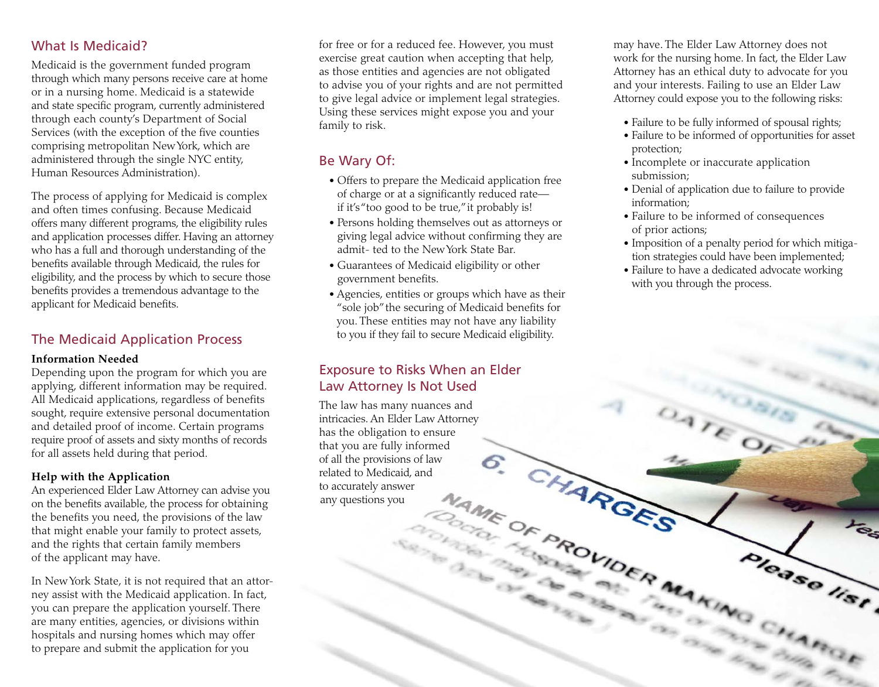## What Is Medicaid?

Medicaid is the government funded program through which many persons receive care at home or in a nursing home. Medicaid is a statewide and state specific program, currently administered through each county's Department of Social Services (with the exception of the five counties comprising metropolitan New York, which are administered through the single NYC entity, Human Resources Administration).

The process of applying for Medicaid is complex and often times confusing. Because Medicaid offers many different programs, the eligibility rules and application processes differ. Having an attorney who has a full and thorough understanding of the benefits available through Medicaid, the rules for eligibility, and the process by which to secure those benefits provides a tremendous advantage to the applicant for Medicaid benefits.

## The Medicaid Application Process

**Information Needed**

Depending upon the program for which you are applying, different information may be required. All Medicaid applications, regardless of benefits sought, require extensive personal documentation and detailed proof of income. Certain programs require proof of assets and sixty months of records for all assets held during that period.

**Help with the Application**

An experienced Elder Law Attorney can advise you on the benefits available, the process for obtaining the benefits you need, the provisions of the law that might enable your family to protect assets, and the rights that certain family members of the applicant may have.

In New York State, it is not required that an attorney assist with the Medicaid application. In fact, you can prepare the application yourself. There are many entities, agencies, or divisions within hospitals and nursing homes which may offer to prepare and submit the application for you for free or for a reduced fee. However, you must exercise great caution when accepting that help, as those entities and agencies are not obligated to advise you of your rights and are not permitted to give legal advice or implement legal strategies. Using these services might expose you and your family to risk.

## Be Wary Of:

- Offers to prepare the Medicaid application free of charge or at a significantly reduced rate—if it's "too good to be true," it probably is!
- Persons holding themselves out as attorneys or giving legal advice without confirming they are admitted to the New York State Bar.
- Guarantees of Medicaid eligibility or other government benefits.
- Agencies, entities or groups which have as their "sole job" the securing of Medicaid benefits for you. These entities may not have any liability to you if they fail to secure Medicaid eligibility.

## Exposure to Risks When an Elder Law Attorney Is Not Used

The law has many nuances and intricacies. An Elder Law Attorney has the obligation to ensure that you are fully informed of all the provisions of law related to Medicaid, and to accurately answer any questions you may have. The Elder Law Attorney does not work for the nursing home. In fact, the Elder Law Attorney has an ethical duty to advocate for you and your interests. Failing to use an Elder Law Attorney could expose you to the following risks:

- Failure to be fully informed of spousal rights;
- Failure to be informed of opportunities for asset protection;
- Incomplete or inaccurate application submission;
- Denial of application due to failure to provide information;
- Failure to be informed of consequences of prior actions;
- Imposition of a penalty period for which mitigation strategies could have been implemented;
- Failure to have a dedicated advocate working with you through the process.